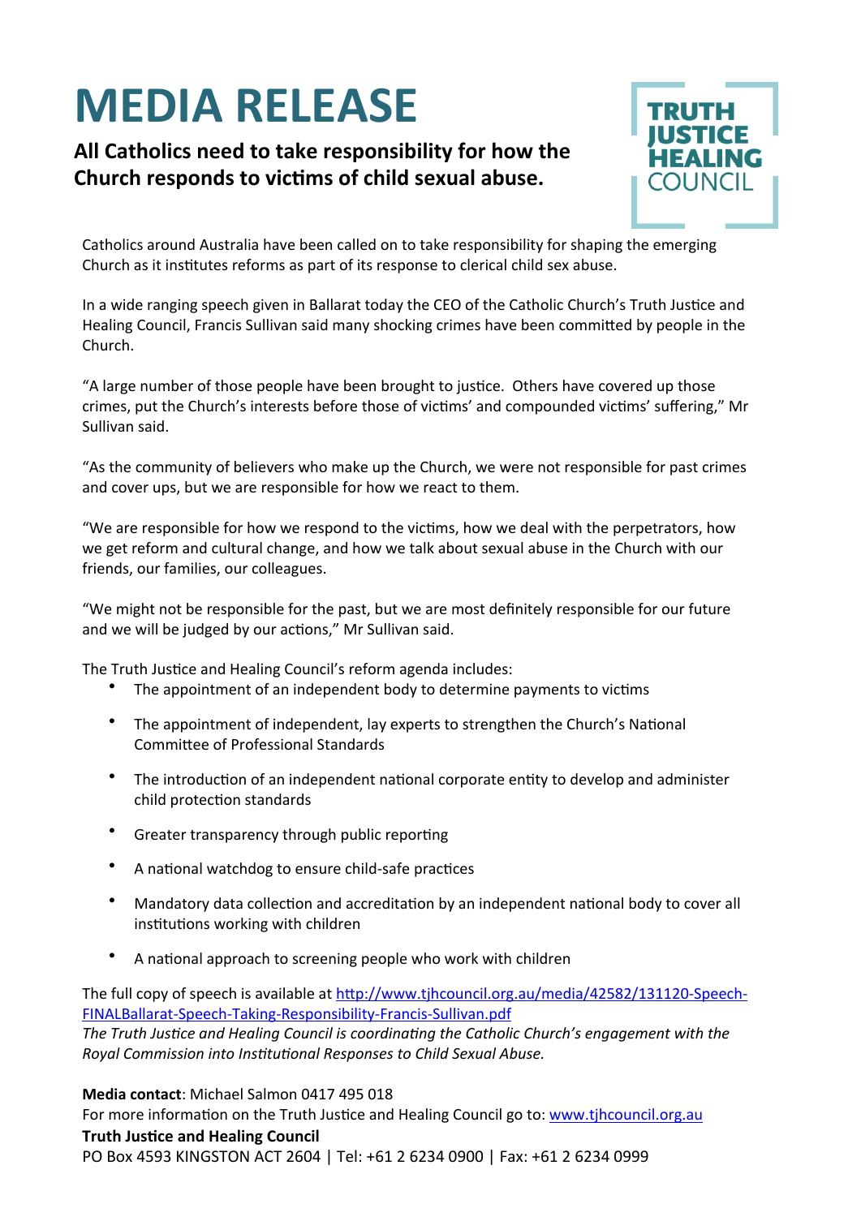# MEDIA RELEASE

## All Catholics need to take responsibility for how the Church responds to victims of child sexual abuse.

TRUTH JUSTICE HEALING COUNCIL

Catholics around Australia have been called on to take responsibility for shaping the emerging Church as it institutes reforms as part of its response to clerical child sex abuse.

In a wide ranging speech given in Ballarat today the CEO of the Catholic Church's Truth Justice and Healing Council, Francis Sullivan said many shocking crimes have been committed by people in the Church.

"A large number of those people have been brought to justice. Others have covered up those crimes, put the Church's interests before those of victims' and compounded victims' suffering," Mr Sullivan said.

"As the community of believers who make up the Church, we were not responsible for past crimes and cover ups, but we are responsible for how we react to them.

"We are responsible for how we respond to the victims, how we deal with the perpetrators, how we get reform and cultural change, and how we talk about sexual abuse in the Church with our friends, our families, our colleagues.

"We might not be responsible for the past, but we are most definitely responsible for our future and we will be judged by our actions," Mr Sullivan said.

The Truth Justice and Healing Council's reform agenda includes:

- The appointment of an independent body to determine payments to victims
- The appointment of independent, lay experts to strengthen the Church's National Committee of Professional Standards
- The introduction of an independent national corporate entity to develop and administer child protection standards
- Greater transparency through public reporting
- A national watchdog to ensure child-safe practices
- Mandatory data collection and accreditation by an independent national body to cover all institutions working with children
- A national approach to screening people who work with children

The full copy of speech is available at http://www.tjhcouncil.org.au/media/42582/131120-Speech-FINALBallarat-Speech-Taking-Responsibility-Francis-Sullivan.pdf

*The Truth Justice and Healing Council is coordinating the Catholic Church's engagement with the Royal Commission into Institutional Responses to Child Sexual Abuse.*

**Media contact**: Michael Salmon 0417 495 018

For more information on the Truth Justice and Healing Council go to: www.tjhcouncil.org.au

**Truth Justice and Healing Council**

PO Box 4593 KINGSTON ACT 2604 | Tel: +61 2 6234 0900 | Fax: +61 2 6234 0999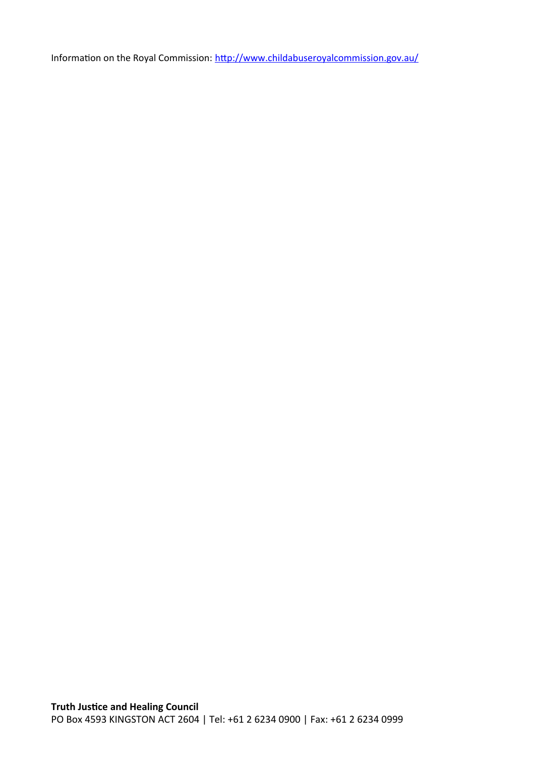Information on the Royal Commission: [http://www.childabuseroyalcommission.gov.au/](http://www.childabuseroyalcommission.gov.au/)

**Truth Justice and Healing Council**
PO Box 4593 KINGSTON ACT 2604 | Tel: +61 2 6234 0900 | Fax: +61 2 6234 0999